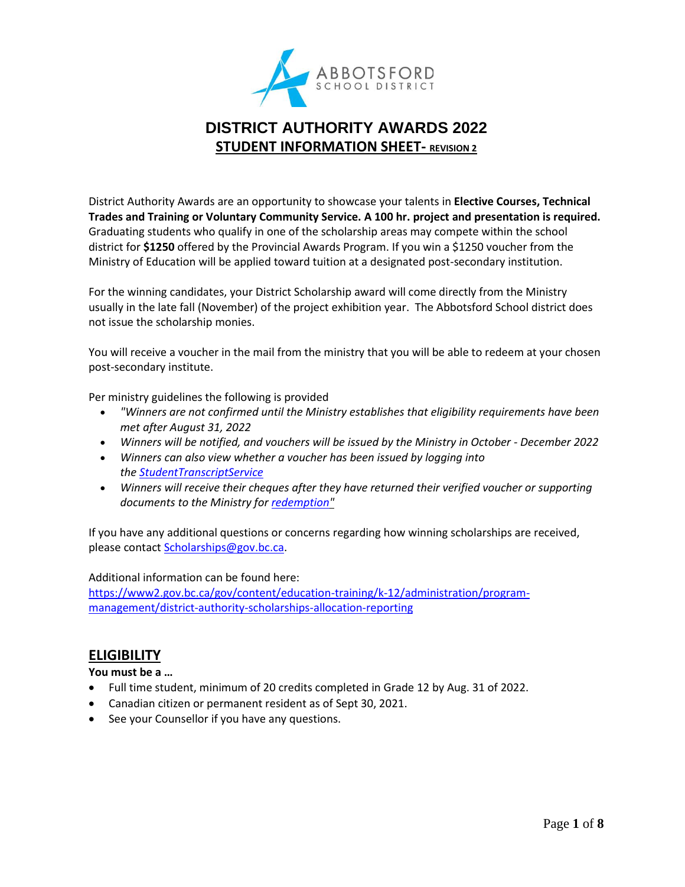ABBOTSFORD SCHOOL DISTRICT

# DISTRICT AUTHORITY AWARDS 2022

## STUDENT INFORMATION SHEET- REVISION 2

District Authority Awards are an opportunity to showcase your talents in **Elective Courses, Technical Trades and Training or Voluntary Community Service. A 100 hr. project and presentation is required.** Graduating students who qualify in one of the scholarship areas may compete within the school district for **$1250** offered by the Provincial Awards Program. If you win a $1250 voucher from the Ministry of Education will be applied toward tuition at a designated post-secondary institution.

For the winning candidates, your District Scholarship award will come directly from the Ministry usually in the late fall (November) of the project exhibition year. The Abbotsford School district does not issue the scholarship monies.

You will receive a voucher in the mail from the ministry that you will be able to redeem at your chosen post-secondary institute.

Per ministry guidelines the following is provided

- *"Winners are not confirmed until the Ministry establishes that eligibility requirements have been met after August 31, 2022*
- *Winners will be notified, and vouchers will be issued by the Ministry in October - December 2022*
- *Winners can also view whether a voucher has been issued by logging into the StudentTranscriptService*
- *Winners will receive their cheques after they have returned their verified voucher or supporting documents to the Ministry for redemption"*

If you have any additional questions or concerns regarding how winning scholarships are received, please contact Scholarships@gov.bc.ca.

Additional information can be found here:
https://www2.gov.bc.ca/gov/content/education-training/k-12/administration/program-management/district-authority-scholarships-allocation-reporting

## ELIGIBILITY

**You must be a …**

- Full time student, minimum of 20 credits completed in Grade 12 by Aug. 31 of 2022.
- Canadian citizen or permanent resident as of Sept 30, 2021.
- See your Counsellor if you have any questions.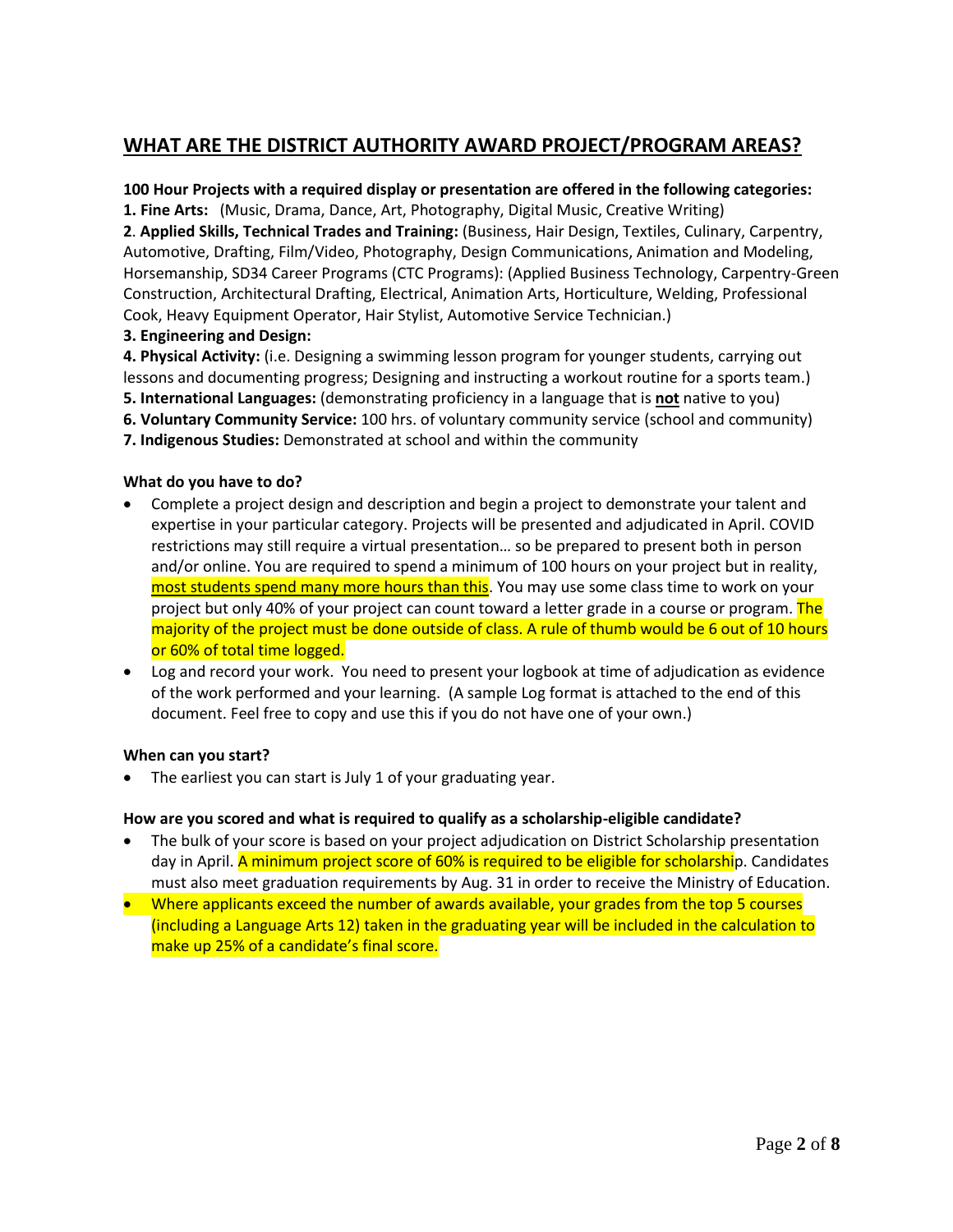## WHAT ARE THE DISTRICT AUTHORITY AWARD PROJECT/PROGRAM AREAS?

**100 Hour Projects with a required display or presentation are offered in the following categories:**

**1. Fine Arts:** (Music, Drama, Dance, Art, Photography, Digital Music, Creative Writing)

**2**. **Applied Skills, Technical Trades and Training:** (Business, Hair Design, Textiles, Culinary, Carpentry, Automotive, Drafting, Film/Video, Photography, Design Communications, Animation and Modeling, Horsemanship, SD34 Career Programs (CTC Programs): (Applied Business Technology, Carpentry-Green Construction, Architectural Drafting, Electrical, Animation Arts, Horticulture, Welding, Professional Cook, Heavy Equipment Operator, Hair Stylist, Automotive Service Technician.)

**3. Engineering and Design:**

**4. Physical Activity:** (i.e. Designing a swimming lesson program for younger students, carrying out lessons and documenting progress; Designing and instructing a workout routine for a sports team.)

**5. International Languages:** (demonstrating proficiency in a language that is **not** native to you)

**6. Voluntary Community Service:** 100 hrs. of voluntary community service (school and community)

**7. Indigenous Studies:** Demonstrated at school and within the community

**What do you have to do?**

- Complete a project design and description and begin a project to demonstrate your talent and expertise in your particular category. Projects will be presented and adjudicated in April. COVID restrictions may still require a virtual presentation… so be prepared to present both in person and/or online. You are required to spend a minimum of 100 hours on your project but in reality, most students spend many more hours than this. You may use some class time to work on your project but only 40% of your project can count toward a letter grade in a course or program. The majority of the project must be done outside of class. A rule of thumb would be 6 out of 10 hours or 60% of total time logged.
- Log and record your work. You need to present your logbook at time of adjudication as evidence of the work performed and your learning. (A sample Log format is attached to the end of this document. Feel free to copy and use this if you do not have one of your own.)

**When can you start?**

- The earliest you can start is July 1 of your graduating year.

**How are you scored and what is required to qualify as a scholarship-eligible candidate?**

- The bulk of your score is based on your project adjudication on District Scholarship presentation day in April. A minimum project score of 60% is required to be eligible for scholarship. Candidates must also meet graduation requirements by Aug. 31 in order to receive the Ministry of Education.
- Where applicants exceed the number of awards available, your grades from the top 5 courses (including a Language Arts 12) taken in the graduating year will be included in the calculation to make up 25% of a candidate's final score.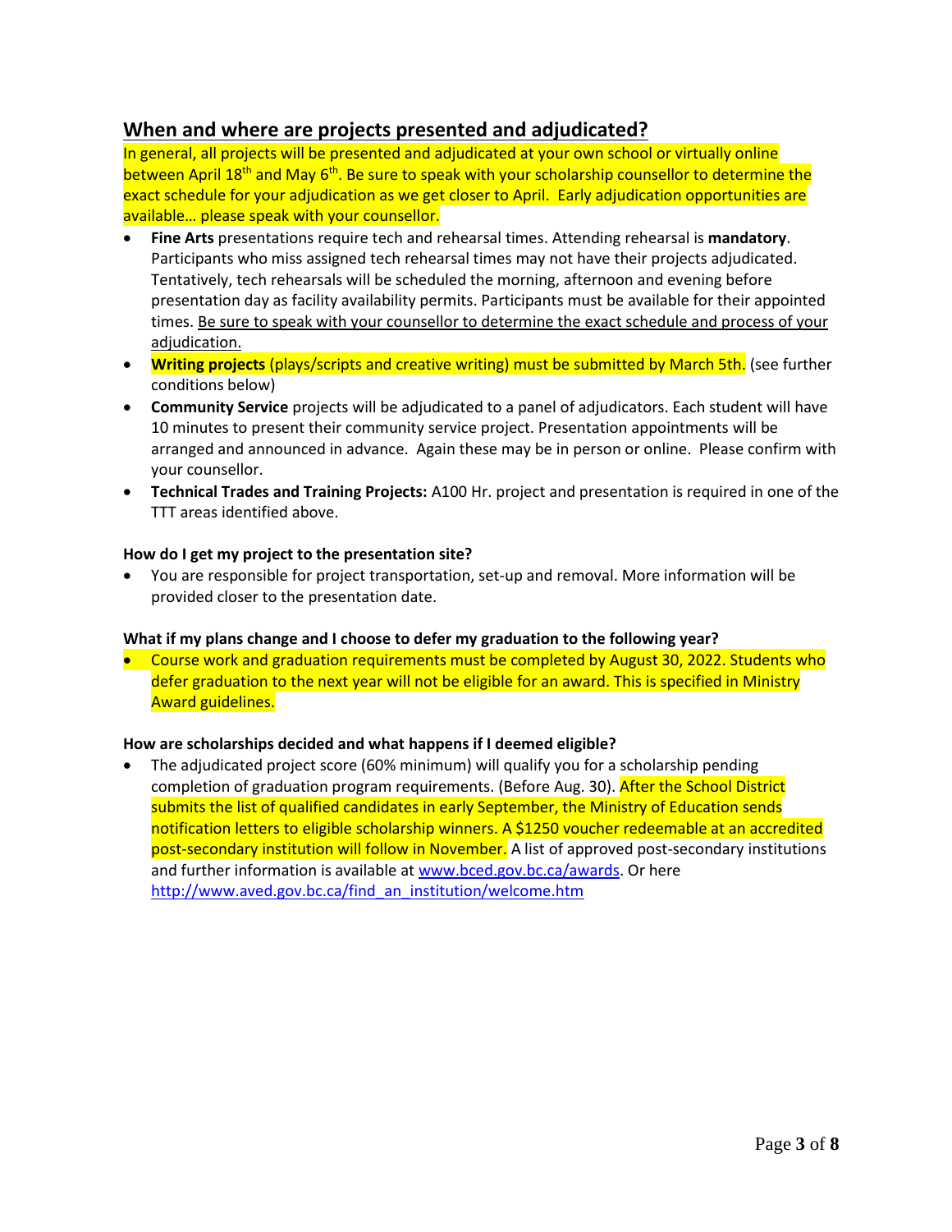## When and where are projects presented and adjudicated?

In general, all projects will be presented and adjudicated at your own school or virtually online between April 18th and May 6th. Be sure to speak with your scholarship counsellor to determine the exact schedule for your adjudication as we get closer to April. Early adjudication opportunities are available… please speak with your counsellor.

- **Fine Arts** presentations require tech and rehearsal times. Attending rehearsal is **mandatory**. Participants who miss assigned tech rehearsal times may not have their projects adjudicated. Tentatively, tech rehearsals will be scheduled the morning, afternoon and evening before presentation day as facility availability permits. Participants must be available for their appointed times. Be sure to speak with your counsellor to determine the exact schedule and process of your adjudication.
- **Writing projects** (plays/scripts and creative writing) must be submitted by March 5th. (see further conditions below)
- **Community Service** projects will be adjudicated to a panel of adjudicators. Each student will have 10 minutes to present their community service project. Presentation appointments will be arranged and announced in advance. Again these may be in person or online. Please confirm with your counsellor.
- **Technical Trades and Training Projects:** A100 Hr. project and presentation is required in one of the TTT areas identified above.

**How do I get my project to the presentation site?**

- You are responsible for project transportation, set-up and removal. More information will be provided closer to the presentation date.

**What if my plans change and I choose to defer my graduation to the following year?**

- Course work and graduation requirements must be completed by August 30, 2022. Students who defer graduation to the next year will not be eligible for an award. This is specified in Ministry Award guidelines.

**How are scholarships decided and what happens if I deemed eligible?**

- The adjudicated project score (60% minimum) will qualify you for a scholarship pending completion of graduation program requirements. (Before Aug. 30). After the School District submits the list of qualified candidates in early September, the Ministry of Education sends notification letters to eligible scholarship winners. A $1250 voucher redeemable at an accredited post-secondary institution will follow in November. A list of approved post-secondary institutions and further information is available at www.bced.gov.bc.ca/awards. Or here http://www.aved.gov.bc.ca/find_an_institution/welcome.htm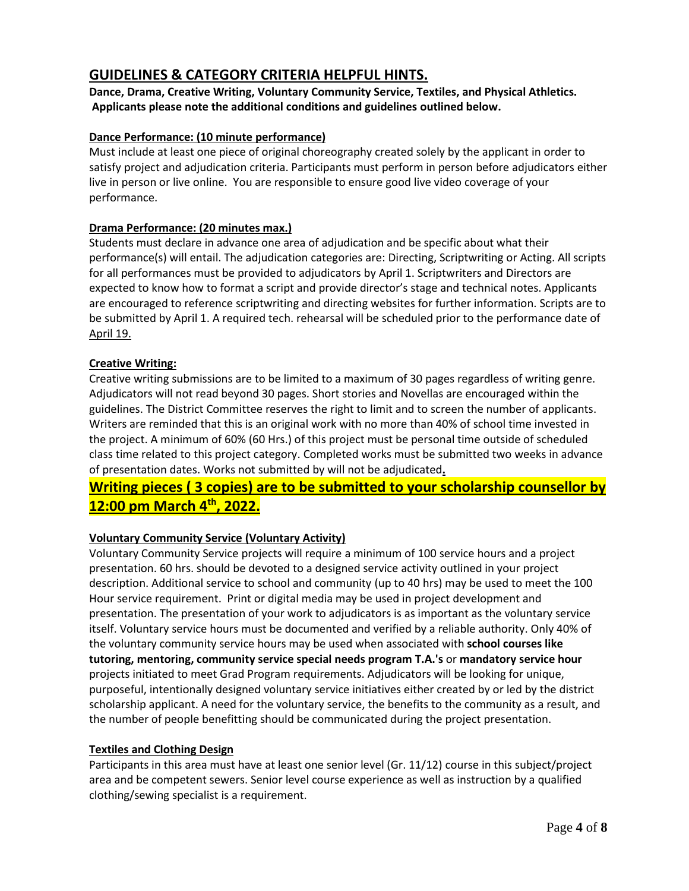## GUIDELINES & CATEGORY CRITERIA HELPFUL HINTS.

**Dance, Drama, Creative Writing, Voluntary Community Service, Textiles, and Physical Athletics. Applicants please note the additional conditions and guidelines outlined below.**

**Dance Performance: (10 minute performance)**

Must include at least one piece of original choreography created solely by the applicant in order to satisfy project and adjudication criteria. Participants must perform in person before adjudicators either live in person or live online. You are responsible to ensure good live video coverage of your performance.

**Drama Performance: (20 minutes max.)**

Students must declare in advance one area of adjudication and be specific about what their performance(s) will entail. The adjudication categories are: Directing, Scriptwriting or Acting. All scripts for all performances must be provided to adjudicators by April 1. Scriptwriters and Directors are expected to know how to format a script and provide director's stage and technical notes. Applicants are encouraged to reference scriptwriting and directing websites for further information. Scripts are to be submitted by April 1. A required tech. rehearsal will be scheduled prior to the performance date of April 19.

**Creative Writing:**

Creative writing submissions are to be limited to a maximum of 30 pages regardless of writing genre. Adjudicators will not read beyond 30 pages. Short stories and Novellas are encouraged within the guidelines. The District Committee reserves the right to limit and to screen the number of applicants. Writers are reminded that this is an original work with no more than 40% of school time invested in the project. A minimum of 60% (60 Hrs.) of this project must be personal time outside of scheduled class time related to this project category. Completed works must be submitted two weeks in advance of presentation dates. Works not submitted by will not be adjudicated.

**Writing pieces ( 3 copies) are to be submitted to your scholarship counsellor by 12:00 pm March 4th, 2022.**

**Voluntary Community Service (Voluntary Activity)**

Voluntary Community Service projects will require a minimum of 100 service hours and a project presentation. 60 hrs. should be devoted to a designed service activity outlined in your project description. Additional service to school and community (up to 40 hrs) may be used to meet the 100 Hour service requirement. Print or digital media may be used in project development and presentation. The presentation of your work to adjudicators is as important as the voluntary service itself. Voluntary service hours must be documented and verified by a reliable authority. Only 40% of the voluntary community service hours may be used when associated with **school courses like tutoring, mentoring, community service special needs program T.A.'s** or **mandatory service hour** projects initiated to meet Grad Program requirements. Adjudicators will be looking for unique, purposeful, intentionally designed voluntary service initiatives either created by or led by the district scholarship applicant. A need for the voluntary service, the benefits to the community as a result, and the number of people benefitting should be communicated during the project presentation.

**Textiles and Clothing Design**

Participants in this area must have at least one senior level (Gr. 11/12) course in this subject/project area and be competent sewers. Senior level course experience as well as instruction by a qualified clothing/sewing specialist is a requirement.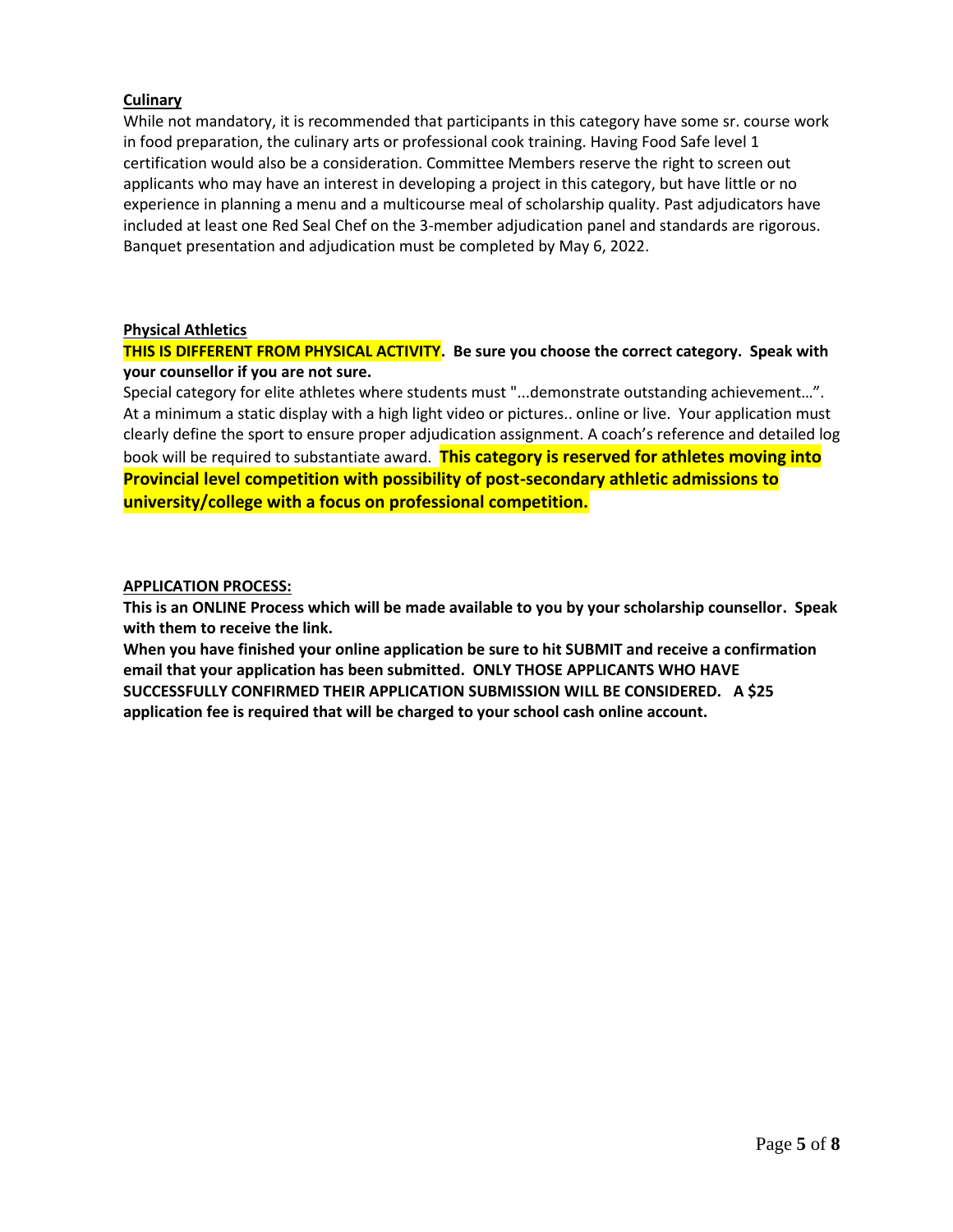**Culinary**

While not mandatory, it is recommended that participants in this category have some sr. course work in food preparation, the culinary arts or professional cook training. Having Food Safe level 1 certification would also be a consideration. Committee Members reserve the right to screen out applicants who may have an interest in developing a project in this category, but have little or no experience in planning a menu and a multicourse meal of scholarship quality. Past adjudicators have included at least one Red Seal Chef on the 3-member adjudication panel and standards are rigorous. Banquet presentation and adjudication must be completed by May 6, 2022.

**Physical Athletics**

**THIS IS DIFFERENT FROM PHYSICAL ACTIVITY. Be sure you choose the correct category. Speak with your counsellor if you are not sure.**

Special category for elite athletes where students must "...demonstrate outstanding achievement…". At a minimum a static display with a high light video or pictures.. online or live. Your application must clearly define the sport to ensure proper adjudication assignment. A coach's reference and detailed log book will be required to substantiate award. **This category is reserved for athletes moving into Provincial level competition with possibility of post-secondary athletic admissions to university/college with a focus on professional competition.**

**APPLICATION PROCESS:**

**This is an ONLINE Process which will be made available to you by your scholarship counsellor. Speak with them to receive the link.**

**When you have finished your online application be sure to hit SUBMIT and receive a confirmation email that your application has been submitted. ONLY THOSE APPLICANTS WHO HAVE SUCCESSFULLY CONFIRMED THEIR APPLICATION SUBMISSION WILL BE CONSIDERED. A $25 application fee is required that will be charged to your school cash online account.**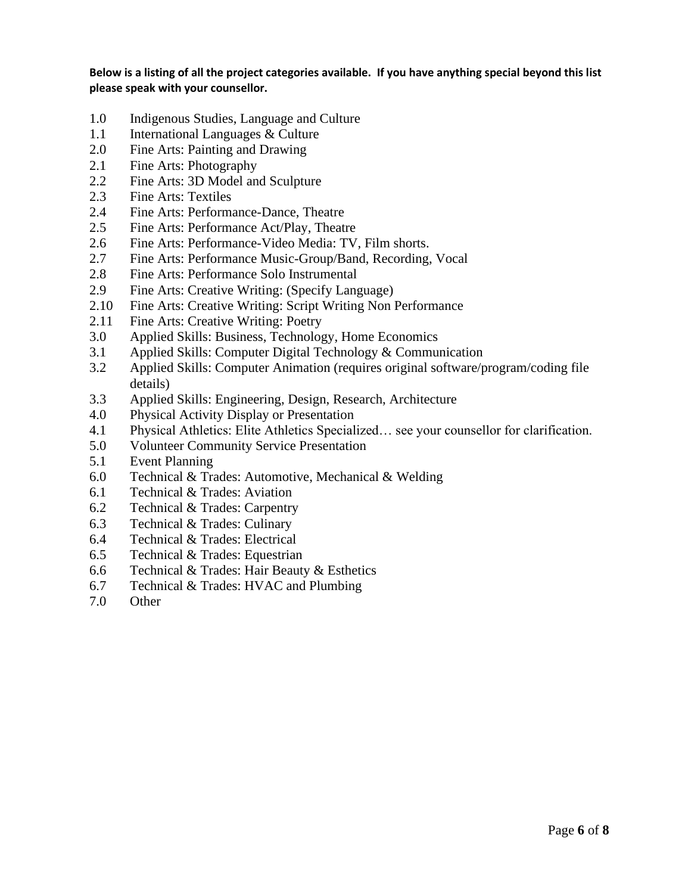**Below is a listing of all the project categories available. If you have anything special beyond this list please speak with your counsellor.**

1.0 Indigenous Studies, Language and Culture
1.1 International Languages & Culture
2.0 Fine Arts: Painting and Drawing
2.1 Fine Arts: Photography
2.2 Fine Arts: 3D Model and Sculpture
2.3 Fine Arts: Textiles
2.4 Fine Arts: Performance-Dance, Theatre
2.5 Fine Arts: Performance Act/Play, Theatre
2.6 Fine Arts: Performance-Video Media: TV, Film shorts.
2.7 Fine Arts: Performance Music-Group/Band, Recording, Vocal
2.8 Fine Arts: Performance Solo Instrumental
2.9 Fine Arts: Creative Writing: (Specify Language)
2.10 Fine Arts: Creative Writing: Script Writing Non Performance
2.11 Fine Arts: Creative Writing: Poetry
3.0 Applied Skills: Business, Technology, Home Economics
3.1 Applied Skills: Computer Digital Technology & Communication
3.2 Applied Skills: Computer Animation (requires original software/program/coding file details)
3.3 Applied Skills: Engineering, Design, Research, Architecture
4.0 Physical Activity Display or Presentation
4.1 Physical Athletics: Elite Athletics Specialized… see your counsellor for clarification.
5.0 Volunteer Community Service Presentation
5.1 Event Planning
6.0 Technical & Trades: Automotive, Mechanical & Welding
6.1 Technical & Trades: Aviation
6.2 Technical & Trades: Carpentry
6.3 Technical & Trades: Culinary
6.4 Technical & Trades: Electrical
6.5 Technical & Trades: Equestrian
6.6 Technical & Trades: Hair Beauty & Esthetics
6.7 Technical & Trades: HVAC and Plumbing
7.0 Other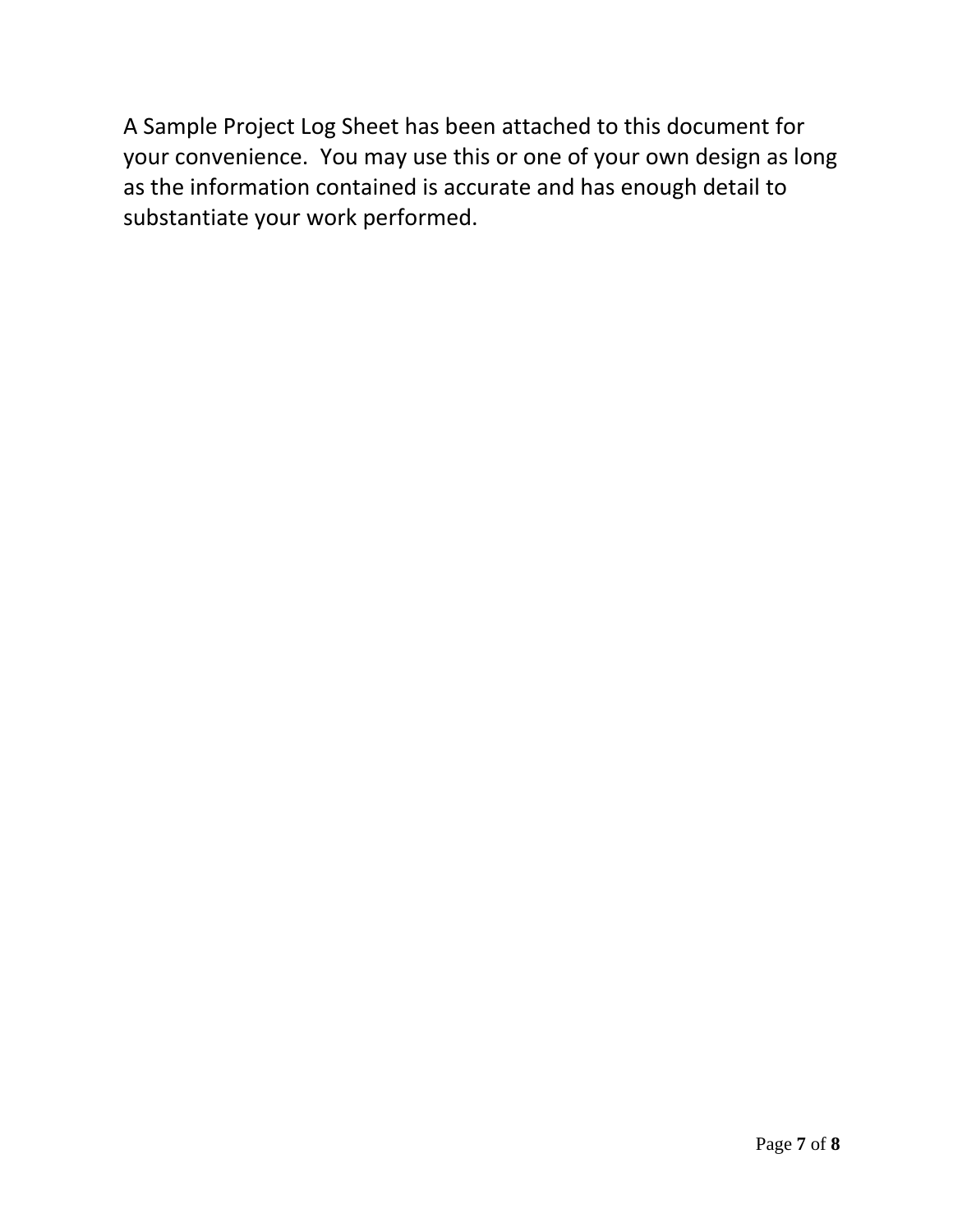A Sample Project Log Sheet has been attached to this document for your convenience.  You may use this or one of your own design as long as the information contained is accurate and has enough detail to substantiate your work performed.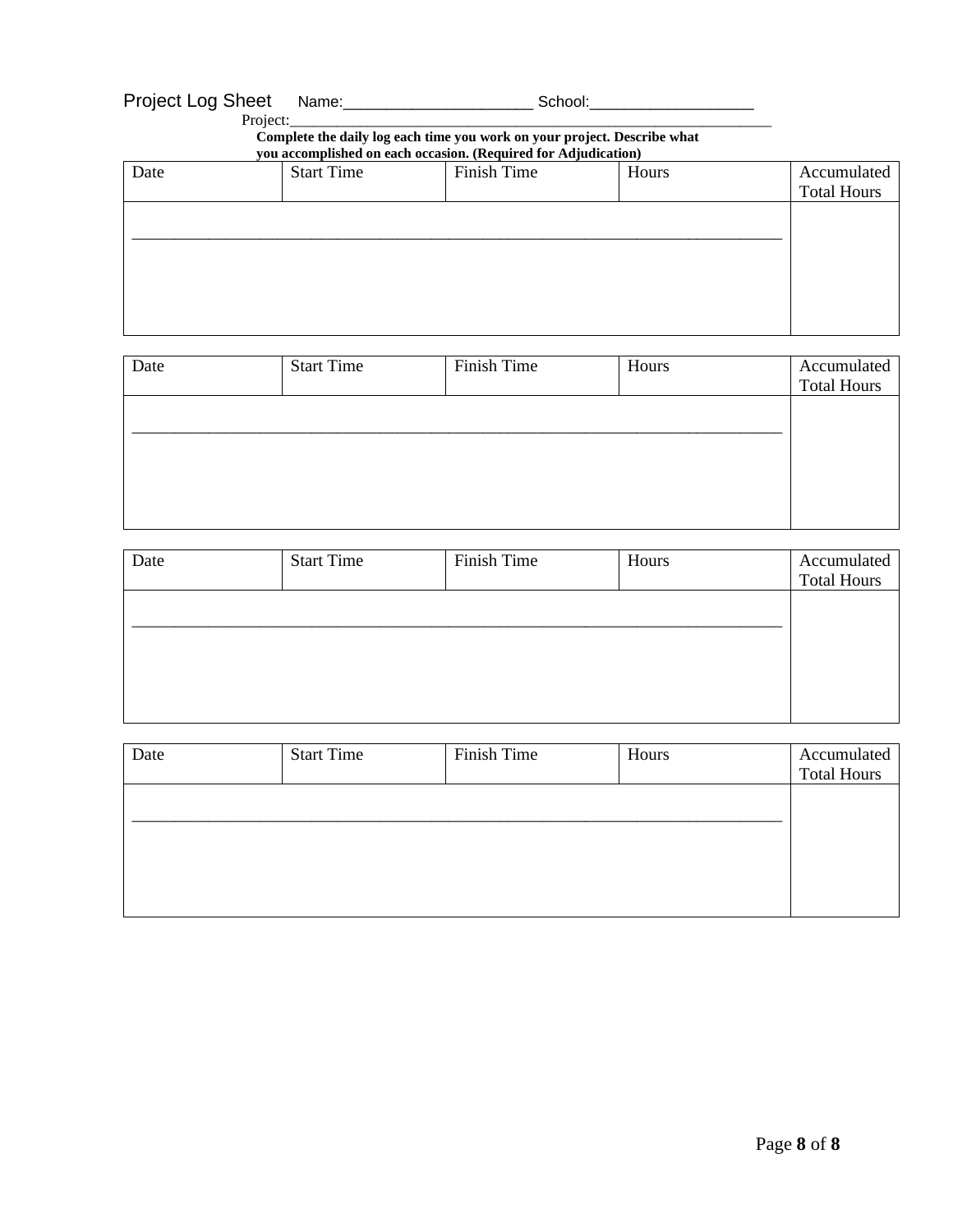Project Log Sheet Name:______________________ School:___________________

Project:_______________________________________________________________

**Complete the daily log each time you work on your project. Describe what you accomplished on each occasion. (Required for Adjudication)**

| Date | Start Time | Finish Time | Hours | Accumulated Total Hours |
|---|---|---|---|---|
| ________________________________________________ | | | | |

| Date | Start Time | Finish Time | Hours | Accumulated Total Hours |
|---|---|---|---|---|
| ________________________________________________ | | | | |

| Date | Start Time | Finish Time | Hours | Accumulated Total Hours |
|---|---|---|---|---|
| ________________________________________________ | | | | |

| Date | Start Time | Finish Time | Hours | Accumulated Total Hours |
|---|---|---|---|---|
| ________________________________________________ | | | | |